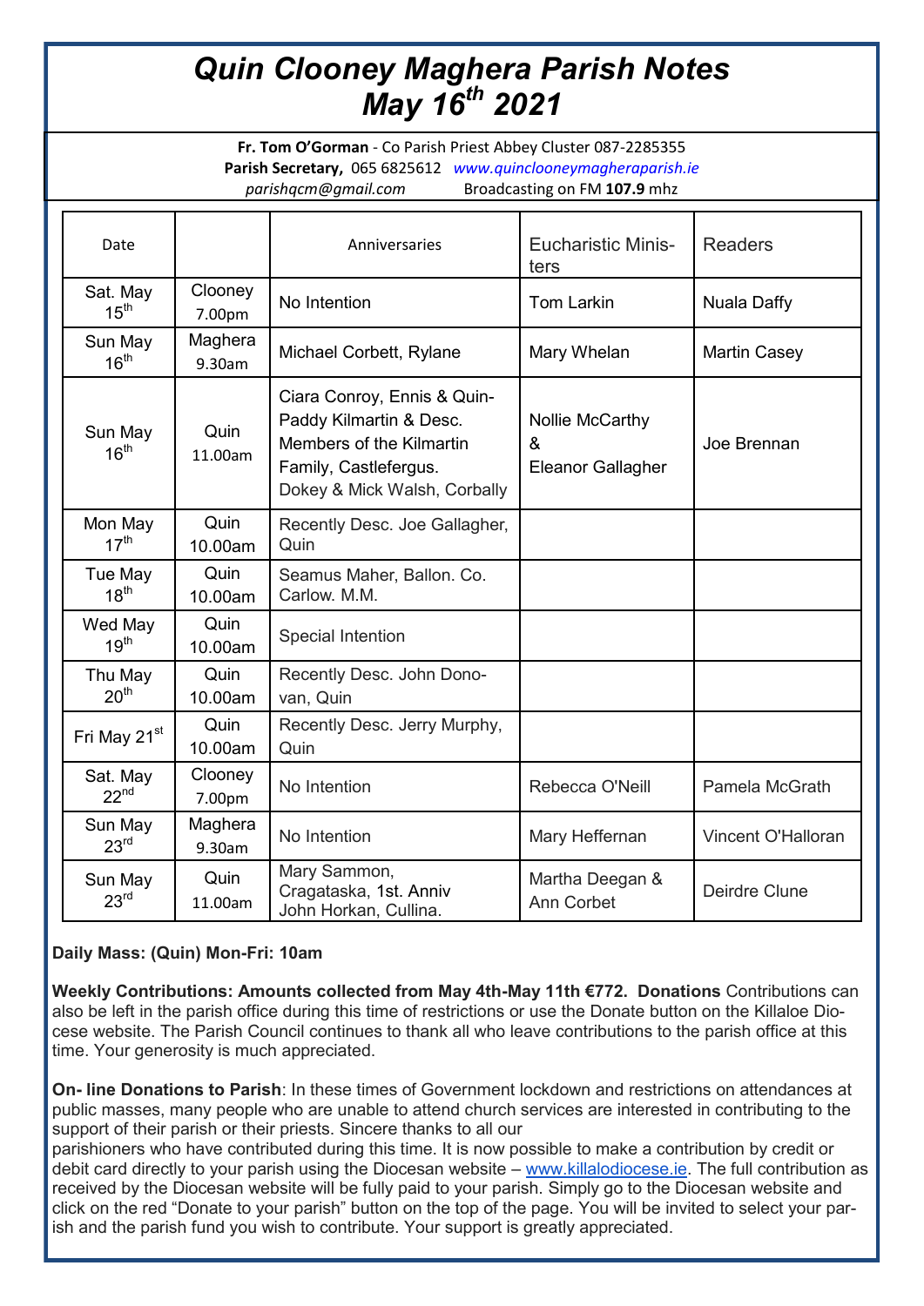# *Quin Clooney Maghera Parish Notes*
# *May 16th 2021*

**Fr. Tom O'Gorman** - Co Parish Priest Abbey Cluster 087-2285355
**Parish Secretary,** 065 6825612 *www.quinclooneymagheraparish.ie*
*parishqcm@gmail.com* Broadcasting on FM **107.9** mhz

| Date | | Anniversaries | Eucharistic Ministers | Readers |
|---|---|---|---|---|
| Sat. May 15th | Clooney 7.00pm | No Intention | Tom Larkin | Nuala Daffy |
| Sun May 16th | Maghera 9.30am | Michael Corbett, Rylane | Mary Whelan | Martin Casey |
| Sun May 16th | Quin 11.00am | Ciara Conroy, Ennis & Quin-Paddy Kilmartin & Desc. Members of the Kilmartin Family, Castlefergus. Dokey & Mick Walsh, Corbally | Nollie McCarthy & Eleanor Gallagher | Joe Brennan |
| Mon May 17th | Quin 10.00am | Recently Desc. Joe Gallagher, Quin | | |
| Tue May 18th | Quin 10.00am | Seamus Maher, Ballon. Co. Carlow. M.M. | | |
| Wed May 19th | Quin 10.00am | Special Intention | | |
| Thu May 20th | Quin 10.00am | Recently Desc. John Donovan, Quin | | |
| Fri May 21st | Quin 10.00am | Recently Desc. Jerry Murphy, Quin | | |
| Sat. May 22nd | Clooney 7.00pm | No Intention | Rebecca O'Neill | Pamela McGrath |
| Sun May 23rd | Maghera 9.30am | No Intention | Mary Heffernan | Vincent O'Halloran |
| Sun May 23rd | Quin 11.00am | Mary Sammon, Cragataska, 1st. Anniv John Horkan, Cullina. | Martha Deegan & Ann Corbet | Deirdre Clune |

**Daily Mass: (Quin) Mon-Fri: 10am**

**Weekly Contributions: Amounts collected from May 4th-May 11th €772. Donations** Contributions can also be left in the parish office during this time of restrictions or use the Donate button on the Killaloe Diocese website. The Parish Council continues to thank all who leave contributions to the parish office at this time. Your generosity is much appreciated.

**On- line Donations to Parish**: In these times of Government lockdown and restrictions on attendances at public masses, many people who are unable to attend church services are interested in contributing to the support of their parish or their priests. Sincere thanks to all our parishioners who have contributed during this time. It is now possible to make a contribution by credit or debit card directly to your parish using the Diocesan website – www.killalodiocese.ie. The full contribution as received by the Diocesan website will be fully paid to your parish. Simply go to the Diocesan website and click on the red "Donate to your parish" button on the top of the page. You will be invited to select your parish and the parish fund you wish to contribute. Your support is greatly appreciated.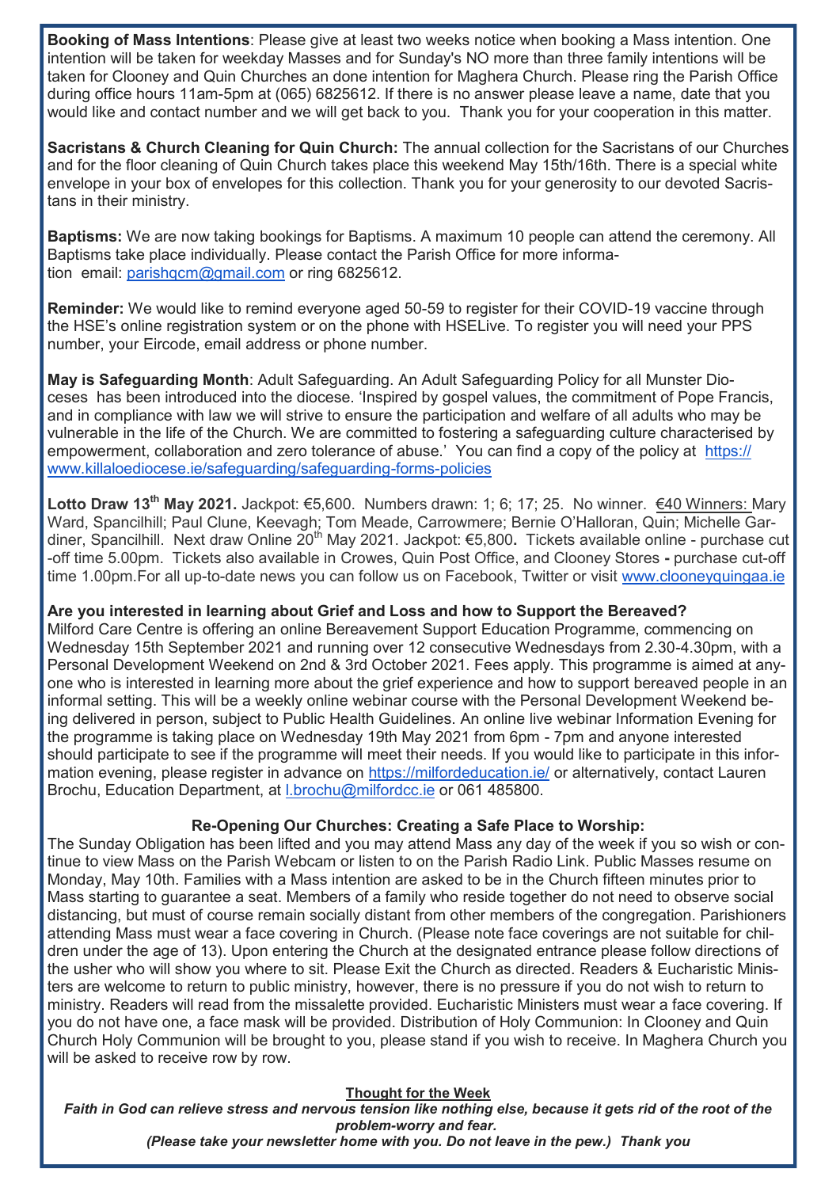**Booking of Mass Intentions**: Please give at least two weeks notice when booking a Mass intention. One intention will be taken for weekday Masses and for Sunday's NO more than three family intentions will be taken for Clooney and Quin Churches an done intention for Maghera Church. Please ring the Parish Office during office hours 11am-5pm at (065) 6825612. If there is no answer please leave a name, date that you would like and contact number and we will get back to you. Thank you for your cooperation in this matter.

**Sacristans & Church Cleaning for Quin Church:** The annual collection for the Sacristans of our Churches and for the floor cleaning of Quin Church takes place this weekend May 15th/16th. There is a special white envelope in your box of envelopes for this collection. Thank you for your generosity to our devoted Sacristans in their ministry.

**Baptisms:** We are now taking bookings for Baptisms. A maximum 10 people can attend the ceremony. All Baptisms take place individually. Please contact the Parish Office for more information email: parishqcm@gmail.com or ring 6825612.

**Reminder:** We would like to remind everyone aged 50-59 to register for their COVID-19 vaccine through the HSE's online registration system or on the phone with HSELive. To register you will need your PPS number, your Eircode, email address or phone number.

**May is Safeguarding Month**: Adult Safeguarding. An Adult Safeguarding Policy for all Munster Dioceses has been introduced into the diocese. 'Inspired by gospel values, the commitment of Pope Francis, and in compliance with law we will strive to ensure the participation and welfare of all adults who may be vulnerable in the life of the Church. We are committed to fostering a safeguarding culture characterised by empowerment, collaboration and zero tolerance of abuse.' You can find a copy of the policy at https://www.killaloediocese.ie/safeguarding/safeguarding-forms-policies

**Lotto Draw 13th May 2021.** Jackpot: €5,600. Numbers drawn: 1; 6; 17; 25. No winner. €40 Winners: Mary Ward, Spancilhill; Paul Clune, Keevagh; Tom Meade, Carrowmere; Bernie O'Halloran, Quin; Michelle Gardiner, Spancilhill. Next draw Online 20th May 2021. Jackpot: €5,800. Tickets available online - purchase cut-off time 5.00pm. Tickets also available in Crowes, Quin Post Office, and Clooney Stores - purchase cut-off time 1.00pm.For all up-to-date news you can follow us on Facebook, Twitter or visit www.clooneyquingaa.ie

**Are you interested in learning about Grief and Loss and how to Support the Bereaved?**
Milford Care Centre is offering an online Bereavement Support Education Programme, commencing on Wednesday 15th September 2021 and running over 12 consecutive Wednesdays from 2.30-4.30pm, with a Personal Development Weekend on 2nd & 3rd October 2021. Fees apply. This programme is aimed at anyone who is interested in learning more about the grief experience and how to support bereaved people in an informal setting. This will be a weekly online webinar course with the Personal Development Weekend being delivered in person, subject to Public Health Guidelines. An online live webinar Information Evening for the programme is taking place on Wednesday 19th May 2021 from 6pm - 7pm and anyone interested should participate to see if the programme will meet their needs. If you would like to participate in this information evening, please register in advance on https://milfordeducation.ie/ or alternatively, contact Lauren Brochu, Education Department, at l.brochu@milfordcc.ie or 061 485800.

**Re-Opening Our Churches: Creating a Safe Place to Worship:**

The Sunday Obligation has been lifted and you may attend Mass any day of the week if you so wish or continue to view Mass on the Parish Webcam or listen to on the Parish Radio Link. Public Masses resume on Monday, May 10th. Families with a Mass intention are asked to be in the Church fifteen minutes prior to Mass starting to guarantee a seat. Members of a family who reside together do not need to observe social distancing, but must of course remain socially distant from other members of the congregation. Parishioners attending Mass must wear a face covering in Church. (Please note face coverings are not suitable for children under the age of 13). Upon entering the Church at the designated entrance please follow directions of the usher who will show you where to sit. Please Exit the Church as directed. Readers & Eucharistic Ministers are welcome to return to public ministry, however, there is no pressure if you do not wish to return to ministry. Readers will read from the missalette provided. Eucharistic Ministers must wear a face covering. If you do not have one, a face mask will be provided. Distribution of Holy Communion: In Clooney and Quin Church Holy Communion will be brought to you, please stand if you wish to receive. In Maghera Church you will be asked to receive row by row.

**Thought for the Week**

***Faith in God can relieve stress and nervous tension like nothing else, because it gets rid of the root of the problem-worry and fear.***

***(Please take your newsletter home with you. Do not leave in the pew.) Thank you***